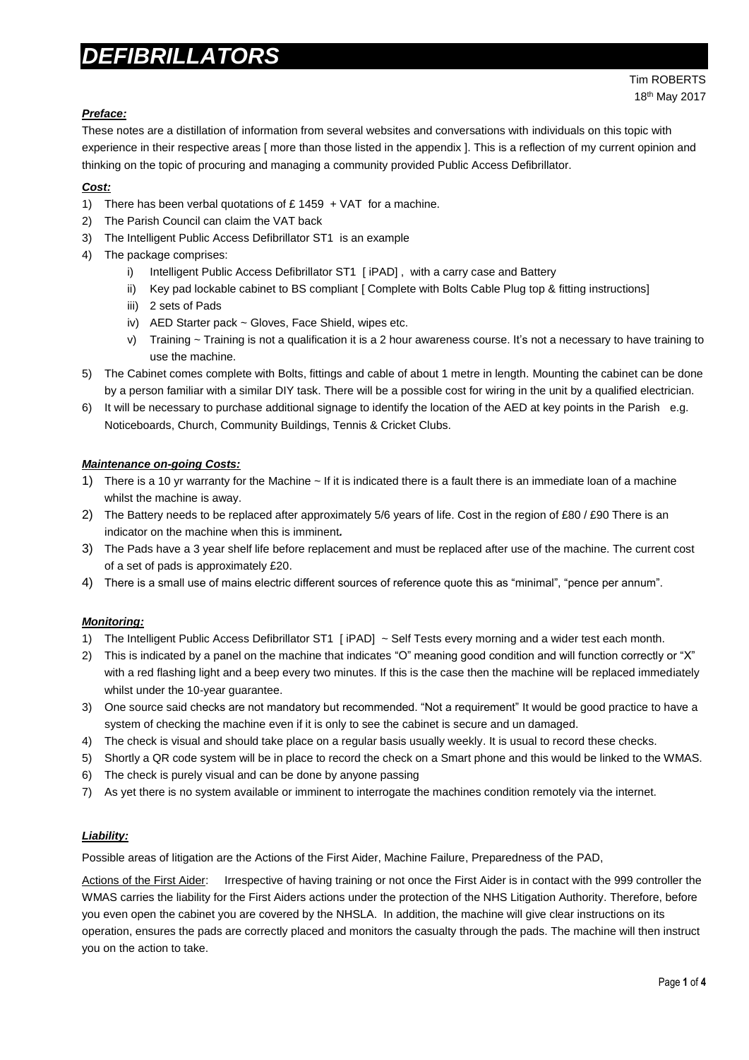# DEFIBRILLATORS

Tim ROBERTS
18th May 2017

***Preface:***

These notes are a distillation of information from several websites and conversations with individuals on this topic with experience in their respective areas [ more than those listed in the appendix ]. This is a reflection of my current opinion and thinking on the topic of procuring and managing a community provided Public Access Defibrillator.

***Cost:***

1) There has been verbal quotations of £ 1459 + VAT for a machine.
2) The Parish Council can claim the VAT back
3) The Intelligent Public Access Defibrillator ST1 is an example
4) The package comprises:
    i) Intelligent Public Access Defibrillator ST1 [ iPAD] , with a carry case and Battery
    ii) Key pad lockable cabinet to BS compliant [ Complete with Bolts Cable Plug top & fitting instructions]
    iii) 2 sets of Pads
    iv) AED Starter pack ~ Gloves, Face Shield, wipes etc.
    v) Training ~ Training is not a qualification it is a 2 hour awareness course. It's not a necessary to have training to use the machine.
5) The Cabinet comes complete with Bolts, fittings and cable of about 1 metre in length. Mounting the cabinet can be done by a person familiar with a similar DIY task. There will be a possible cost for wiring in the unit by a qualified electrician.
6) It will be necessary to purchase additional signage to identify the location of the AED at key points in the Parish e.g. Noticeboards, Church, Community Buildings, Tennis & Cricket Clubs.

***Maintenance on-going Costs:***

1) There is a 10 yr warranty for the Machine ~ If it is indicated there is a fault there is an immediate loan of a machine whilst the machine is away.
2) The Battery needs to be replaced after approximately 5/6 years of life. Cost in the region of £80 / £90 There is an indicator on the machine when this is imminent**.**
3) The Pads have a 3 year shelf life before replacement and must be replaced after use of the machine. The current cost of a set of pads is approximately £20.
4) There is a small use of mains electric different sources of reference quote this as "minimal", "pence per annum".

***Monitoring:***

1) The Intelligent Public Access Defibrillator ST1 [ iPAD] ~ Self Tests every morning and a wider test each month.
2) This is indicated by a panel on the machine that indicates "O" meaning good condition and will function correctly or "X" with a red flashing light and a beep every two minutes. If this is the case then the machine will be replaced immediately whilst under the 10-year guarantee.
3) One source said checks are not mandatory but recommended. "Not a requirement" It would be good practice to have a system of checking the machine even if it is only to see the cabinet is secure and un damaged.
4) The check is visual and should take place on a regular basis usually weekly. It is usual to record these checks.
5) Shortly a QR code system will be in place to record the check on a Smart phone and this would be linked to the WMAS.
6) The check is purely visual and can be done by anyone passing
7) As yet there is no system available or imminent to interrogate the machines condition remotely via the internet.

***Liability:***

Possible areas of litigation are the Actions of the First Aider, Machine Failure, Preparedness of the PAD,

<u>Actions of the First Aider</u>: Irrespective of having training or not once the First Aider is in contact with the 999 controller the WMAS carries the liability for the First Aiders actions under the protection of the NHS Litigation Authority. Therefore, before you even open the cabinet you are covered by the NHSLA. In addition, the machine will give clear instructions on its operation, ensures the pads are correctly placed and monitors the casualty through the pads. The machine will then instruct you on the action to take.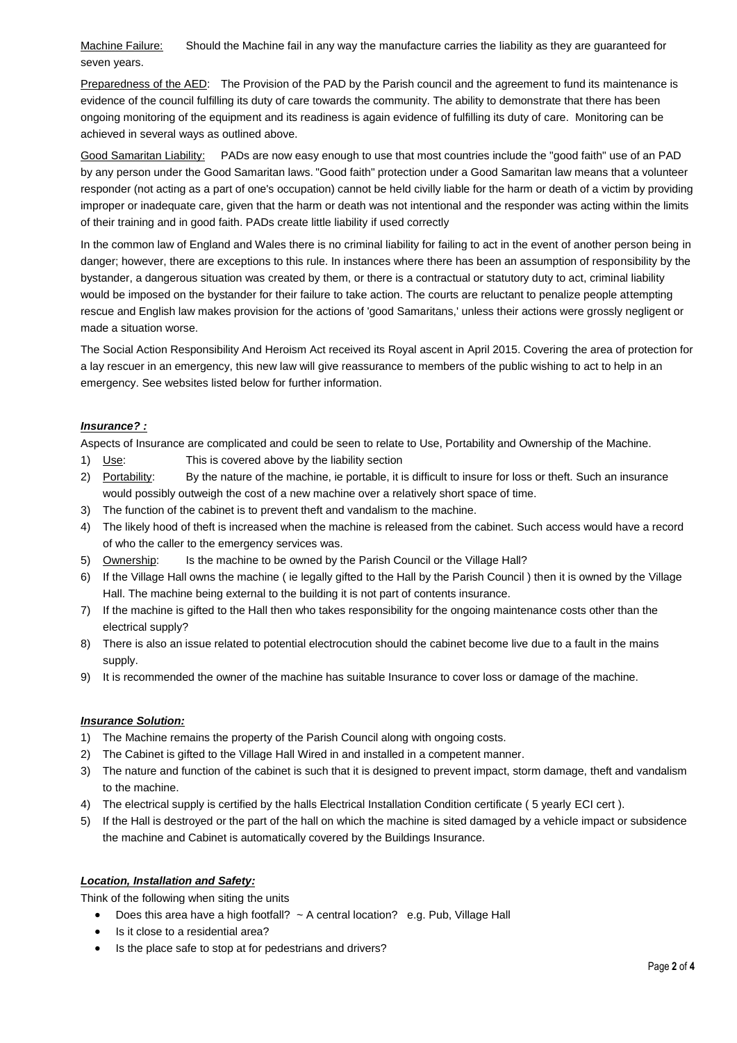Machine Failure: Should the Machine fail in any way the manufacture carries the liability as they are guaranteed for seven years.

Preparedness of the AED: The Provision of the PAD by the Parish council and the agreement to fund its maintenance is evidence of the council fulfilling its duty of care towards the community. The ability to demonstrate that there has been ongoing monitoring of the equipment and its readiness is again evidence of fulfilling its duty of care. Monitoring can be achieved in several ways as outlined above.

Good Samaritan Liability: PADs are now easy enough to use that most countries include the "good faith" use of an PAD by any person under the Good Samaritan laws. "Good faith" protection under a Good Samaritan law means that a volunteer responder (not acting as a part of one's occupation) cannot be held civilly liable for the harm or death of a victim by providing improper or inadequate care, given that the harm or death was not intentional and the responder was acting within the limits of their training and in good faith. PADs create little liability if used correctly

In the common law of England and Wales there is no criminal liability for failing to act in the event of another person being in danger; however, there are exceptions to this rule. In instances where there has been an assumption of responsibility by the bystander, a dangerous situation was created by them, or there is a contractual or statutory duty to act, criminal liability would be imposed on the bystander for their failure to take action. The courts are reluctant to penalize people attempting rescue and English law makes provision for the actions of 'good Samaritans,' unless their actions were grossly negligent or made a situation worse.

The Social Action Responsibility And Heroism Act received its Royal ascent in April 2015. Covering the area of protection for a lay rescuer in an emergency, this new law will give reassurance to members of the public wishing to act to help in an emergency. See websites listed below for further information.

***Insurance? :***

Aspects of Insurance are complicated and could be seen to relate to Use, Portability and Ownership of the Machine.

1) Use: This is covered above by the liability section
2) Portability: By the nature of the machine, ie portable, it is difficult to insure for loss or theft. Such an insurance would possibly outweigh the cost of a new machine over a relatively short space of time.
3) The function of the cabinet is to prevent theft and vandalism to the machine.
4) The likely hood of theft is increased when the machine is released from the cabinet. Such access would have a record of who the caller to the emergency services was.
5) Ownership: Is the machine to be owned by the Parish Council or the Village Hall?
6) If the Village Hall owns the machine ( ie legally gifted to the Hall by the Parish Council ) then it is owned by the Village Hall. The machine being external to the building it is not part of contents insurance.
7) If the machine is gifted to the Hall then who takes responsibility for the ongoing maintenance costs other than the electrical supply?
8) There is also an issue related to potential electrocution should the cabinet become live due to a fault in the mains supply.
9) It is recommended the owner of the machine has suitable Insurance to cover loss or damage of the machine.

***Insurance Solution:***

1) The Machine remains the property of the Parish Council along with ongoing costs.
2) The Cabinet is gifted to the Village Hall Wired in and installed in a competent manner.
3) The nature and function of the cabinet is such that it is designed to prevent impact, storm damage, theft and vandalism to the machine.
4) The electrical supply is certified by the halls Electrical Installation Condition certificate ( 5 yearly ECI cert ).
5) If the Hall is destroyed or the part of the hall on which the machine is sited damaged by a vehicle impact or subsidence the machine and Cabinet is automatically covered by the Buildings Insurance.

***Location, Installation and Safety:***

Think of the following when siting the units

- Does this area have a high footfall? ~ A central location? e.g. Pub, Village Hall
- Is it close to a residential area?
- Is the place safe to stop at for pedestrians and drivers?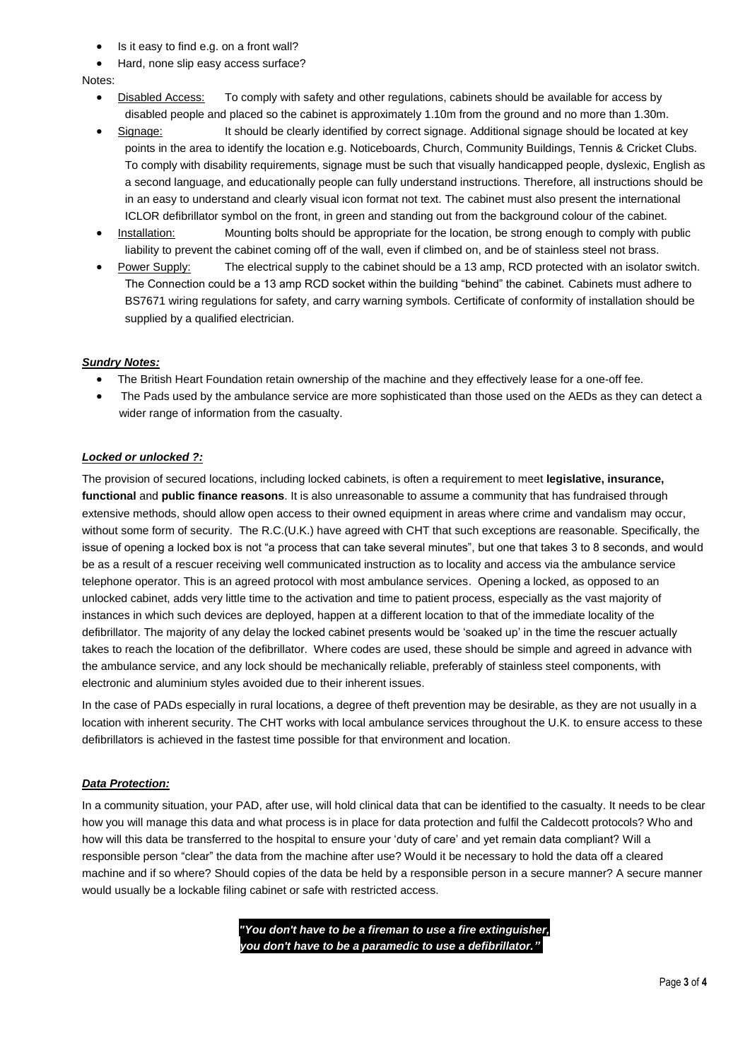- Is it easy to find e.g. on a front wall?
- Hard, none slip easy access surface?

Notes:

- Disabled Access: To comply with safety and other regulations, cabinets should be available for access by disabled people and placed so the cabinet is approximately 1.10m from the ground and no more than 1.30m.
- Signage: It should be clearly identified by correct signage. Additional signage should be located at key points in the area to identify the location e.g. Noticeboards, Church, Community Buildings, Tennis & Cricket Clubs. To comply with disability requirements, signage must be such that visually handicapped people, dyslexic, English as a second language, and educationally people can fully understand instructions. Therefore, all instructions should be in an easy to understand and clearly visual icon format not text. The cabinet must also present the international ICLOR defibrillator symbol on the front, in green and standing out from the background colour of the cabinet.
- Installation: Mounting bolts should be appropriate for the location, be strong enough to comply with public liability to prevent the cabinet coming off of the wall, even if climbed on, and be of stainless steel not brass.
- Power Supply: The electrical supply to the cabinet should be a 13 amp, RCD protected with an isolator switch. The Connection could be a 13 amp RCD socket within the building "behind" the cabinet. Cabinets must adhere to BS7671 wiring regulations for safety, and carry warning symbols. Certificate of conformity of installation should be supplied by a qualified electrician.

***Sundry Notes:***

- The British Heart Foundation retain ownership of the machine and they effectively lease for a one-off fee.
- The Pads used by the ambulance service are more sophisticated than those used on the AEDs as they can detect a wider range of information from the casualty.

***Locked or unlocked ?:***

The provision of secured locations, including locked cabinets, is often a requirement to meet **legislative, insurance, functional** and **public finance reasons**. It is also unreasonable to assume a community that has fundraised through extensive methods, should allow open access to their owned equipment in areas where crime and vandalism may occur, without some form of security. The R.C.(U.K.) have agreed with CHT that such exceptions are reasonable. Specifically, the issue of opening a locked box is not "a process that can take several minutes", but one that takes 3 to 8 seconds, and would be as a result of a rescuer receiving well communicated instruction as to locality and access via the ambulance service telephone operator. This is an agreed protocol with most ambulance services. Opening a locked, as opposed to an unlocked cabinet, adds very little time to the activation and time to patient process, especially as the vast majority of instances in which such devices are deployed, happen at a different location to that of the immediate locality of the defibrillator. The majority of any delay the locked cabinet presents would be 'soaked up' in the time the rescuer actually takes to reach the location of the defibrillator. Where codes are used, these should be simple and agreed in advance with the ambulance service, and any lock should be mechanically reliable, preferably of stainless steel components, with electronic and aluminium styles avoided due to their inherent issues.

In the case of PADs especially in rural locations, a degree of theft prevention may be desirable, as they are not usually in a location with inherent security. The CHT works with local ambulance services throughout the U.K. to ensure access to these defibrillators is achieved in the fastest time possible for that environment and location.

***Data Protection:***

In a community situation, your PAD, after use, will hold clinical data that can be identified to the casualty. It needs to be clear how you will manage this data and what process is in place for data protection and fulfil the Caldecott protocols? Who and how will this data be transferred to the hospital to ensure your 'duty of care' and yet remain data compliant? Will a responsible person "clear" the data from the machine after use? Would it be necessary to hold the data off a cleared machine and if so where? Should copies of the data be held by a responsible person in a secure manner? A secure manner would usually be a lockable filing cabinet or safe with restricted access.

***"You don't have to be a fireman to use a fire extinguisher, you don't have to be a paramedic to use a defibrillator."***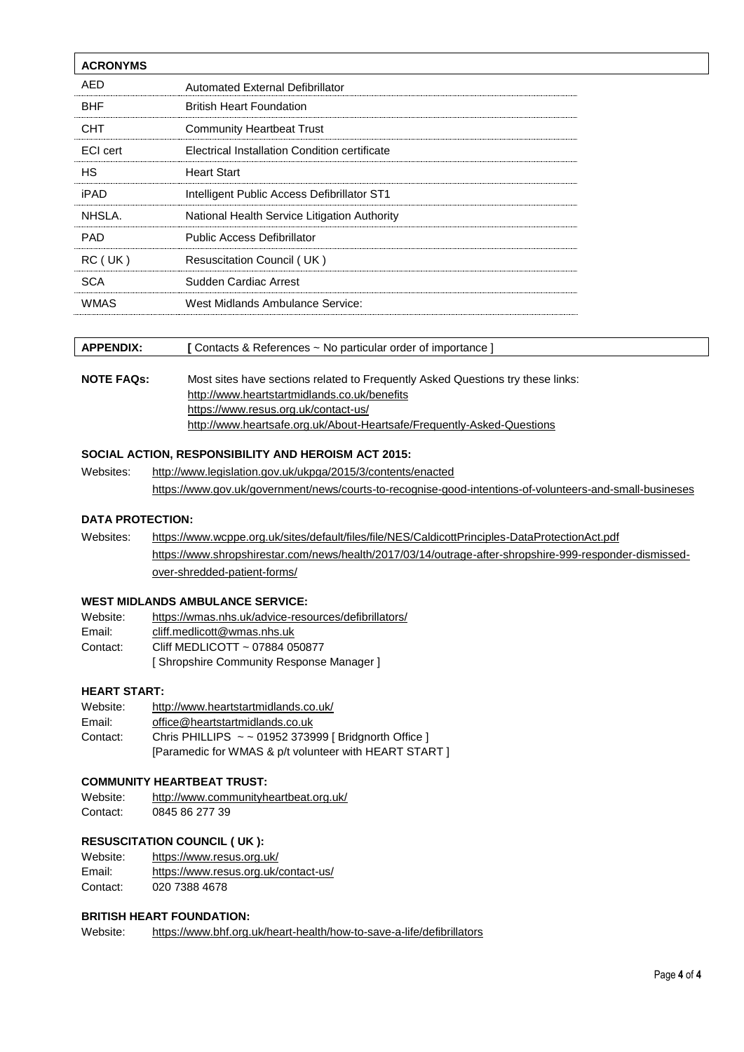## ACRONYMS

| | |
|---|---|
| AED | Automated External Defibrillator |
| BHF | British Heart Foundation |
| CHT | Community Heartbeat Trust |
| ECI cert | Electrical Installation Condition certificate |
| HS | Heart Start |
| iPAD | Intelligent Public Access Defibrillator ST1 |
| NHSLA. | National Health Service Litigation Authority |
| PAD | Public Access Defibrillator |
| RC ( UK ) | Resuscitation Council ( UK ) |
| SCA | Sudden Cardiac Arrest |
| WMAS | West Midlands Ambulance Service: |

## APPENDIX: [ Contacts & References ~ No particular order of importance ]

**NOTE FAQs:** Most sites have sections related to Frequently Asked Questions try these links:
http://www.heartstartmidlands.co.uk/benefits
https://www.resus.org.uk/contact-us/
http://www.heartsafe.org.uk/About-Heartsafe/Frequently-Asked-Questions

### SOCIAL ACTION, RESPONSIBILITY AND HEROISM ACT 2015:

Websites: http://www.legislation.gov.uk/ukpga/2015/3/contents/enacted
https://www.gov.uk/government/news/courts-to-recognise-good-intentions-of-volunteers-and-small-busineses

### DATA PROTECTION:

Websites: https://www.wcppe.org.uk/sites/default/files/file/NES/CaldicottPrinciples-DataProtectionAct.pdf
https://www.shropshirestar.com/news/health/2017/03/14/outrage-after-shropshire-999-responder-dismissed-over-shredded-patient-forms/

### WEST MIDLANDS AMBULANCE SERVICE:

Website: https://wmas.nhs.uk/advice-resources/defibrillators/
Email: cliff.medlicott@wmas.nhs.uk
Contact: Cliff MEDLICOTT ~ 07884 050877
[ Shropshire Community Response Manager ]

### HEART START:

Website: http://www.heartstartmidlands.co.uk/
Email: office@heartstartmidlands.co.uk
Contact: Chris PHILLIPS ~ ~ 01952 373999 [ Bridgnorth Office ]
[Paramedic for WMAS & p/t volunteer with HEART START ]

### COMMUNITY HEARTBEAT TRUST:

Website: http://www.communityheartbeat.org.uk/
Contact: 0845 86 277 39

### RESUSCITATION COUNCIL ( UK ):

Website: https://www.resus.org.uk/
Email: https://www.resus.org.uk/contact-us/
Contact: 020 7388 4678

### BRITISH HEART FOUNDATION:

Website: https://www.bhf.org.uk/heart-health/how-to-save-a-life/defibrillators